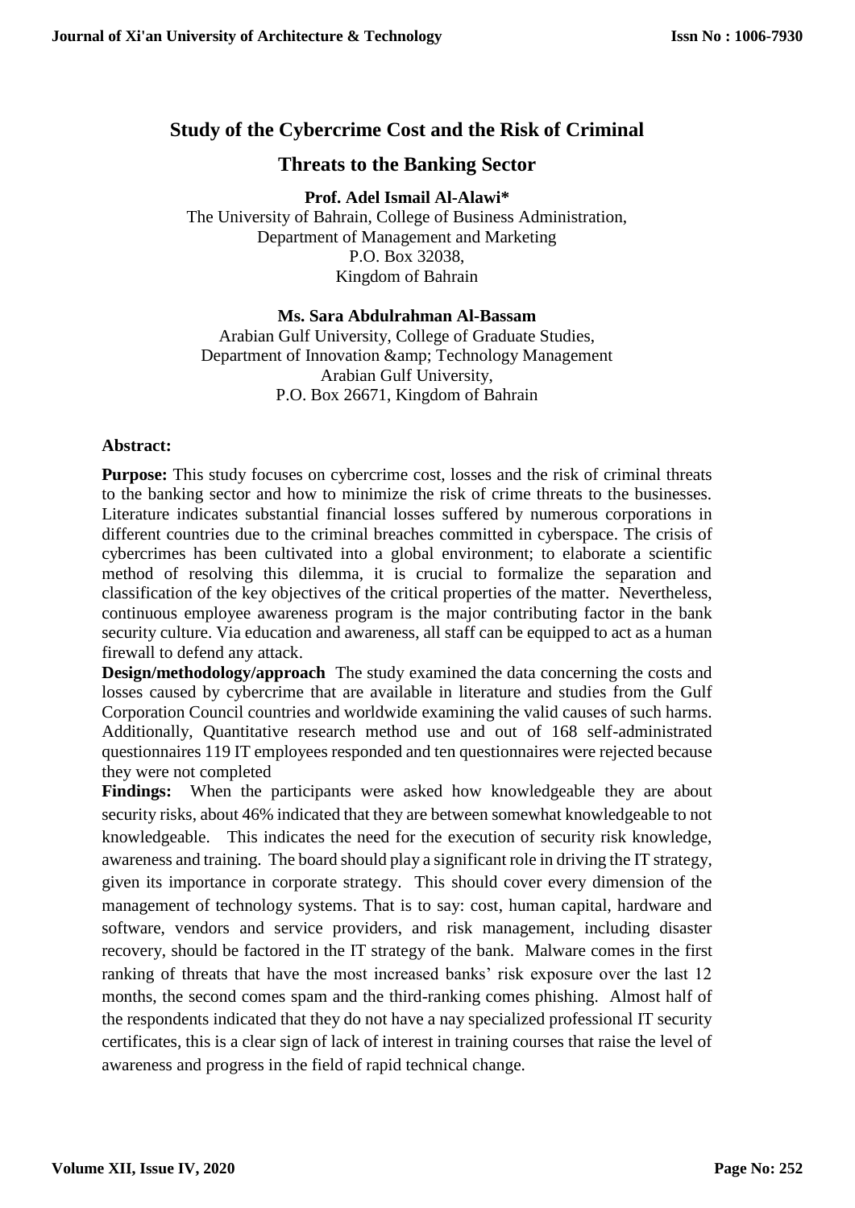# Study of the Cybercrime Cost and the Risk of Criminal Threats to the Banking Sector

**Prof. Adel Ismail Al-Alawi***

The University of Bahrain, College of Business Administration,
Department of Management and Marketing
P.O. Box 32038,
Kingdom of Bahrain

**Ms. Sara Abdulrahman Al-Bassam**

Arabian Gulf University, College of Graduate Studies,
Department of Innovation &amp; Technology Management
Arabian Gulf University,
P.O. Box 26671, Kingdom of Bahrain

**Abstract:**

**Purpose:** This study focuses on cybercrime cost, losses and the risk of criminal threats to the banking sector and how to minimize the risk of crime threats to the businesses. Literature indicates substantial financial losses suffered by numerous corporations in different countries due to the criminal breaches committed in cyberspace. The crisis of cybercrimes has been cultivated into a global environment; to elaborate a scientific method of resolving this dilemma, it is crucial to formalize the separation and classification of the key objectives of the critical properties of the matter. Nevertheless, continuous employee awareness program is the major contributing factor in the bank security culture. Via education and awareness, all staff can be equipped to act as a human firewall to defend any attack.

**Design/methodology/approach** The study examined the data concerning the costs and losses caused by cybercrime that are available in literature and studies from the Gulf Corporation Council countries and worldwide examining the valid causes of such harms. Additionally, Quantitative research method use and out of 168 self-administrated questionnaires 119 IT employees responded and ten questionnaires were rejected because they were not completed

**Findings:** When the participants were asked how knowledgeable they are about security risks, about 46% indicated that they are between somewhat knowledgeable to not knowledgeable. This indicates the need for the execution of security risk knowledge, awareness and training. The board should play a significant role in driving the IT strategy, given its importance in corporate strategy. This should cover every dimension of the management of technology systems. That is to say: cost, human capital, hardware and software, vendors and service providers, and risk management, including disaster recovery, should be factored in the IT strategy of the bank. Malware comes in the first ranking of threats that have the most increased banks' risk exposure over the last 12 months, the second comes spam and the third-ranking comes phishing. Almost half of the respondents indicated that they do not have a nay specialized professional IT security certificates, this is a clear sign of lack of interest in training courses that raise the level of awareness and progress in the field of rapid technical change.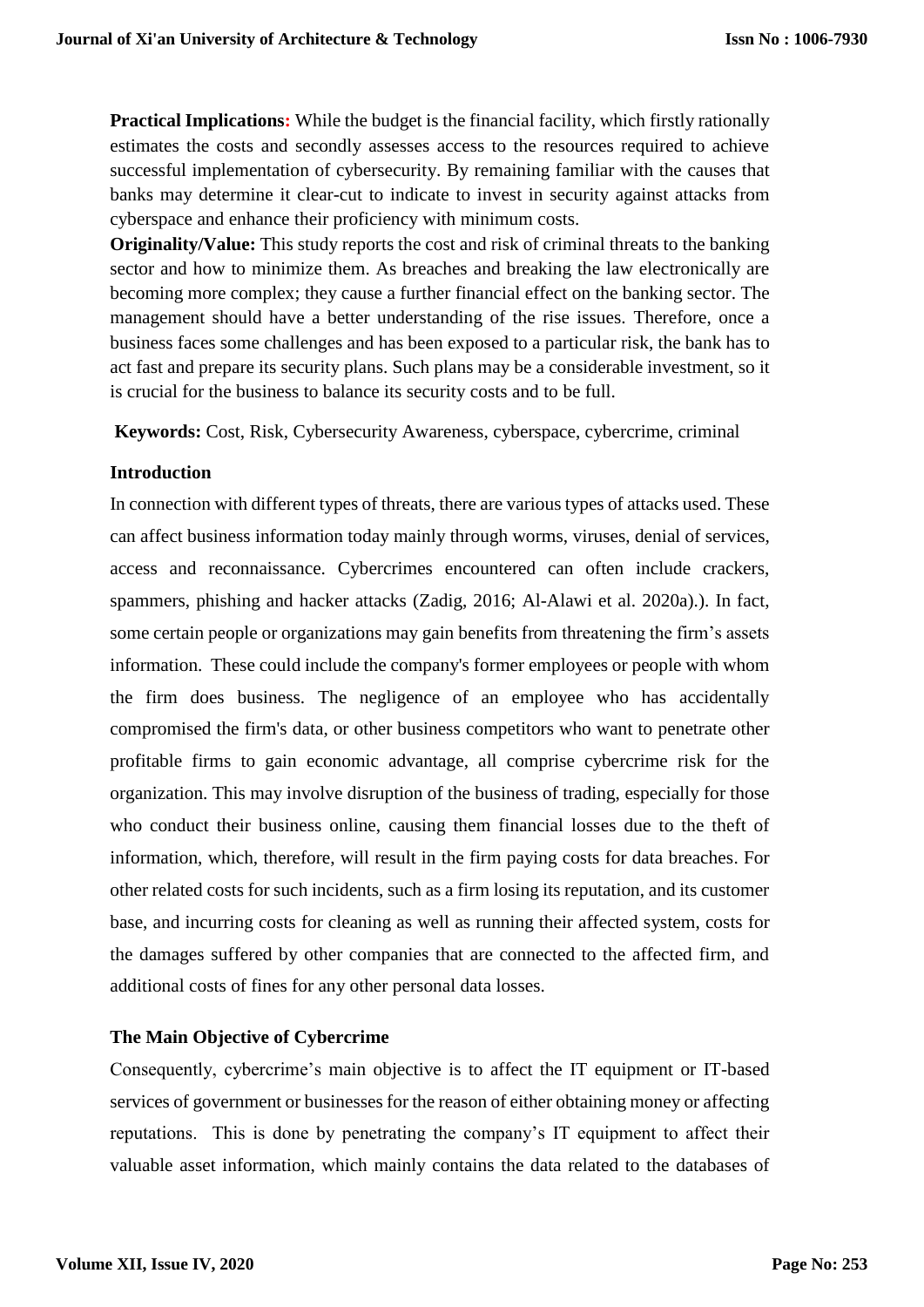**Practical Implications:** While the budget is the financial facility, which firstly rationally estimates the costs and secondly assesses access to the resources required to achieve successful implementation of cybersecurity. By remaining familiar with the causes that banks may determine it clear-cut to indicate to invest in security against attacks from cyberspace and enhance their proficiency with minimum costs.

**Originality/Value:** This study reports the cost and risk of criminal threats to the banking sector and how to minimize them. As breaches and breaking the law electronically are becoming more complex; they cause a further financial effect on the banking sector. The management should have a better understanding of the rise issues. Therefore, once a business faces some challenges and has been exposed to a particular risk, the bank has to act fast and prepare its security plans. Such plans may be a considerable investment, so it is crucial for the business to balance its security costs and to be full.

**Keywords:** Cost, Risk, Cybersecurity Awareness, cyberspace, cybercrime, criminal

## Introduction

In connection with different types of threats, there are various types of attacks used. These can affect business information today mainly through worms, viruses, denial of services, access and reconnaissance. Cybercrimes encountered can often include crackers, spammers, phishing and hacker attacks (Zadig, 2016; Al-Alawi et al. 2020a).). In fact, some certain people or organizations may gain benefits from threatening the firm's assets information. These could include the company's former employees or people with whom the firm does business. The negligence of an employee who has accidentally compromised the firm's data, or other business competitors who want to penetrate other profitable firms to gain economic advantage, all comprise cybercrime risk for the organization. This may involve disruption of the business of trading, especially for those who conduct their business online, causing them financial losses due to the theft of information, which, therefore, will result in the firm paying costs for data breaches. For other related costs for such incidents, such as a firm losing its reputation, and its customer base, and incurring costs for cleaning as well as running their affected system, costs for the damages suffered by other companies that are connected to the affected firm, and additional costs of fines for any other personal data losses.

## The Main Objective of Cybercrime

Consequently, cybercrime's main objective is to affect the IT equipment or IT-based services of government or businesses for the reason of either obtaining money or affecting reputations. This is done by penetrating the company's IT equipment to affect their valuable asset information, which mainly contains the data related to the databases of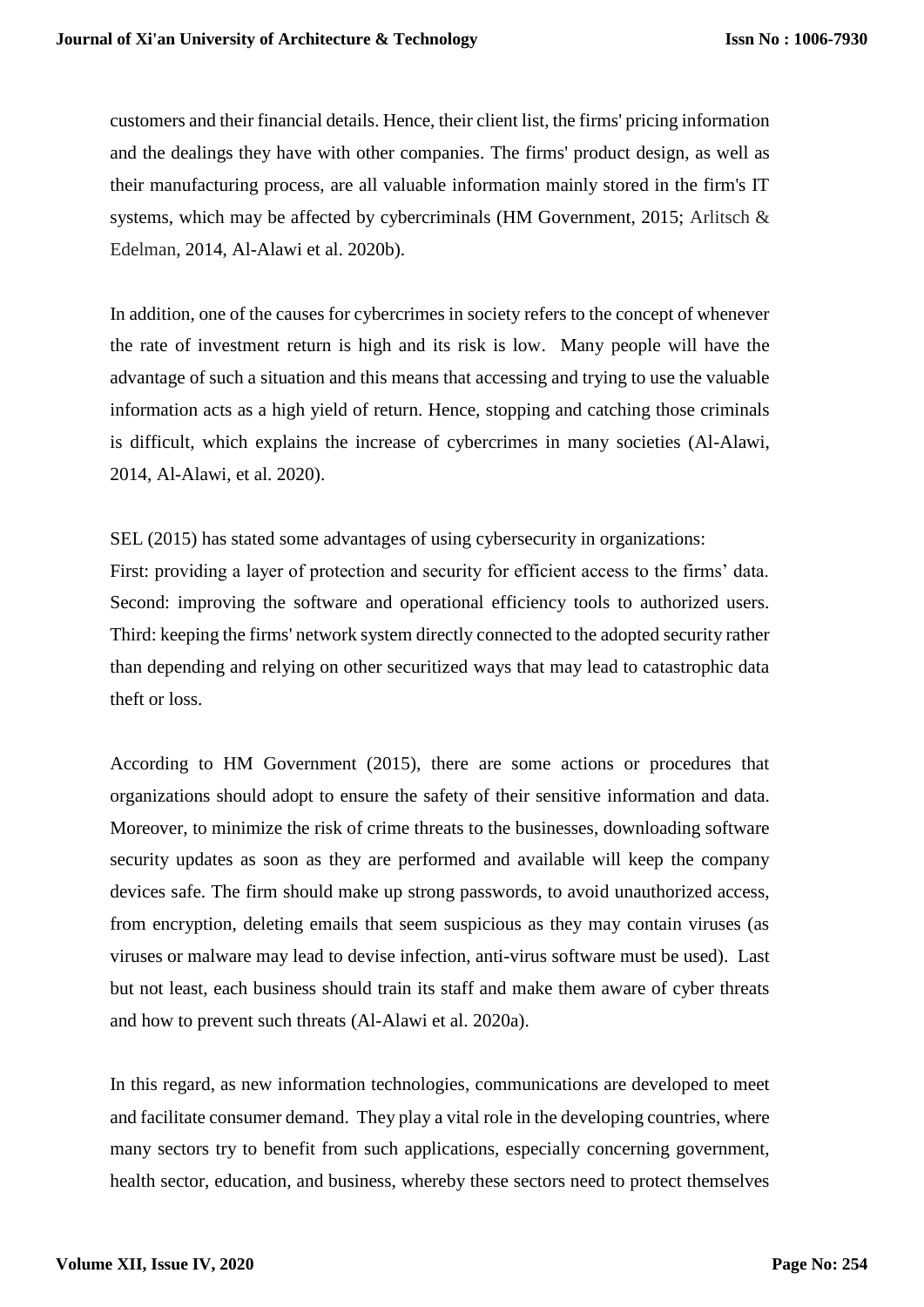customers and their financial details. Hence, their client list, the firms' pricing information and the dealings they have with other companies. The firms' product design, as well as their manufacturing process, are all valuable information mainly stored in the firm's IT systems, which may be affected by cybercriminals (HM Government, 2015; Arlitsch & Edelman, 2014, Al-Alawi et al. 2020b).

In addition, one of the causes for cybercrimes in society refers to the concept of whenever the rate of investment return is high and its risk is low. Many people will have the advantage of such a situation and this means that accessing and trying to use the valuable information acts as a high yield of return. Hence, stopping and catching those criminals is difficult, which explains the increase of cybercrimes in many societies (Al-Alawi, 2014, Al-Alawi, et al. 2020).

SEL (2015) has stated some advantages of using cybersecurity in organizations:
First: providing a layer of protection and security for efficient access to the firms' data. Second: improving the software and operational efficiency tools to authorized users. Third: keeping the firms' network system directly connected to the adopted security rather than depending and relying on other securitized ways that may lead to catastrophic data theft or loss.

According to HM Government (2015), there are some actions or procedures that organizations should adopt to ensure the safety of their sensitive information and data. Moreover, to minimize the risk of crime threats to the businesses, downloading software security updates as soon as they are performed and available will keep the company devices safe. The firm should make up strong passwords, to avoid unauthorized access, from encryption, deleting emails that seem suspicious as they may contain viruses (as viruses or malware may lead to devise infection, anti-virus software must be used). Last but not least, each business should train its staff and make them aware of cyber threats and how to prevent such threats (Al-Alawi et al. 2020a).

In this regard, as new information technologies, communications are developed to meet and facilitate consumer demand. They play a vital role in the developing countries, where many sectors try to benefit from such applications, especially concerning government, health sector, education, and business, whereby these sectors need to protect themselves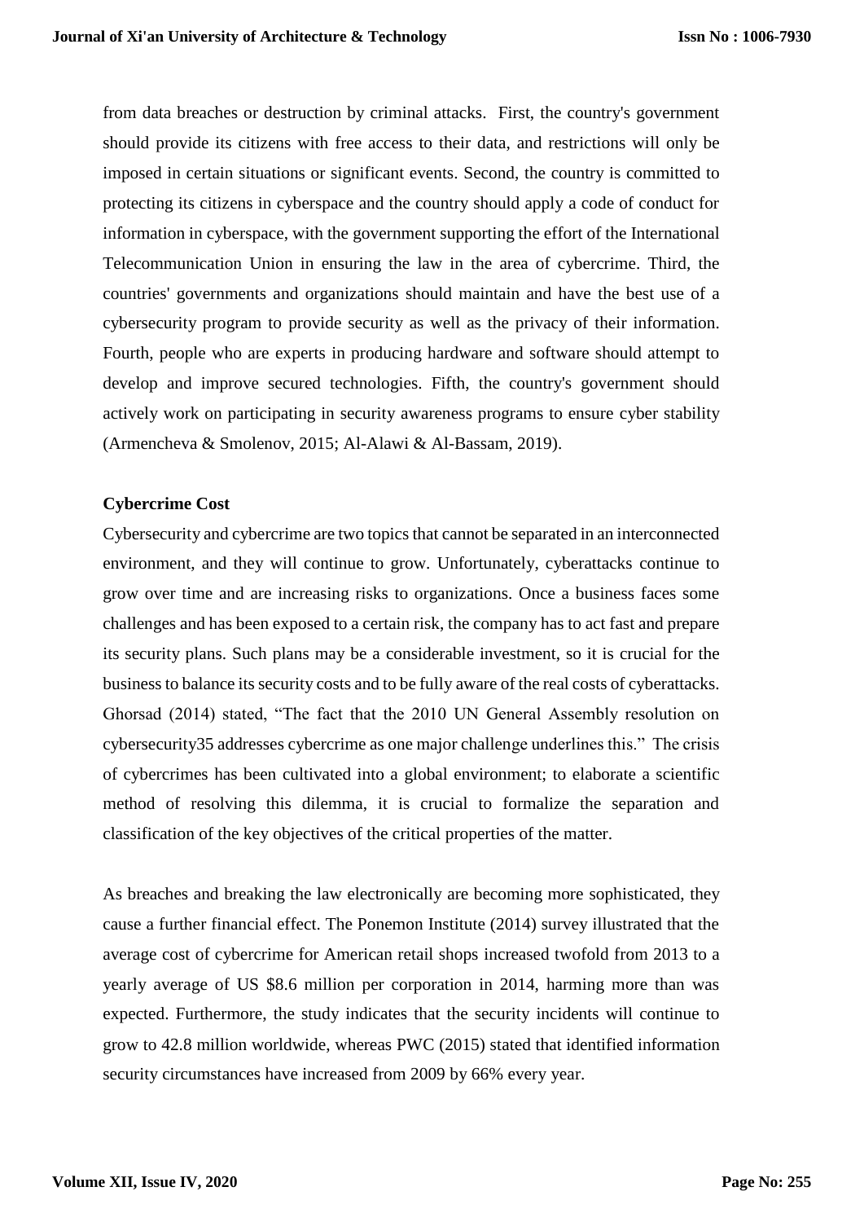from data breaches or destruction by criminal attacks. First, the country's government should provide its citizens with free access to their data, and restrictions will only be imposed in certain situations or significant events. Second, the country is committed to protecting its citizens in cyberspace and the country should apply a code of conduct for information in cyberspace, with the government supporting the effort of the International Telecommunication Union in ensuring the law in the area of cybercrime. Third, the countries' governments and organizations should maintain and have the best use of a cybersecurity program to provide security as well as the privacy of their information. Fourth, people who are experts in producing hardware and software should attempt to develop and improve secured technologies. Fifth, the country's government should actively work on participating in security awareness programs to ensure cyber stability (Armencheva & Smolenov, 2015; Al-Alawi & Al-Bassam, 2019).

**Cybercrime Cost**

Cybersecurity and cybercrime are two topics that cannot be separated in an interconnected environment, and they will continue to grow. Unfortunately, cyberattacks continue to grow over time and are increasing risks to organizations. Once a business faces some challenges and has been exposed to a certain risk, the company has to act fast and prepare its security plans. Such plans may be a considerable investment, so it is crucial for the business to balance its security costs and to be fully aware of the real costs of cyberattacks. Ghorsad (2014) stated, "The fact that the 2010 UN General Assembly resolution on cybersecurity35 addresses cybercrime as one major challenge underlines this." The crisis of cybercrimes has been cultivated into a global environment; to elaborate a scientific method of resolving this dilemma, it is crucial to formalize the separation and classification of the key objectives of the critical properties of the matter.

As breaches and breaking the law electronically are becoming more sophisticated, they cause a further financial effect. The Ponemon Institute (2014) survey illustrated that the average cost of cybercrime for American retail shops increased twofold from 2013 to a yearly average of US $8.6 million per corporation in 2014, harming more than was expected. Furthermore, the study indicates that the security incidents will continue to grow to 42.8 million worldwide, whereas PWC (2015) stated that identified information security circumstances have increased from 2009 by 66% every year.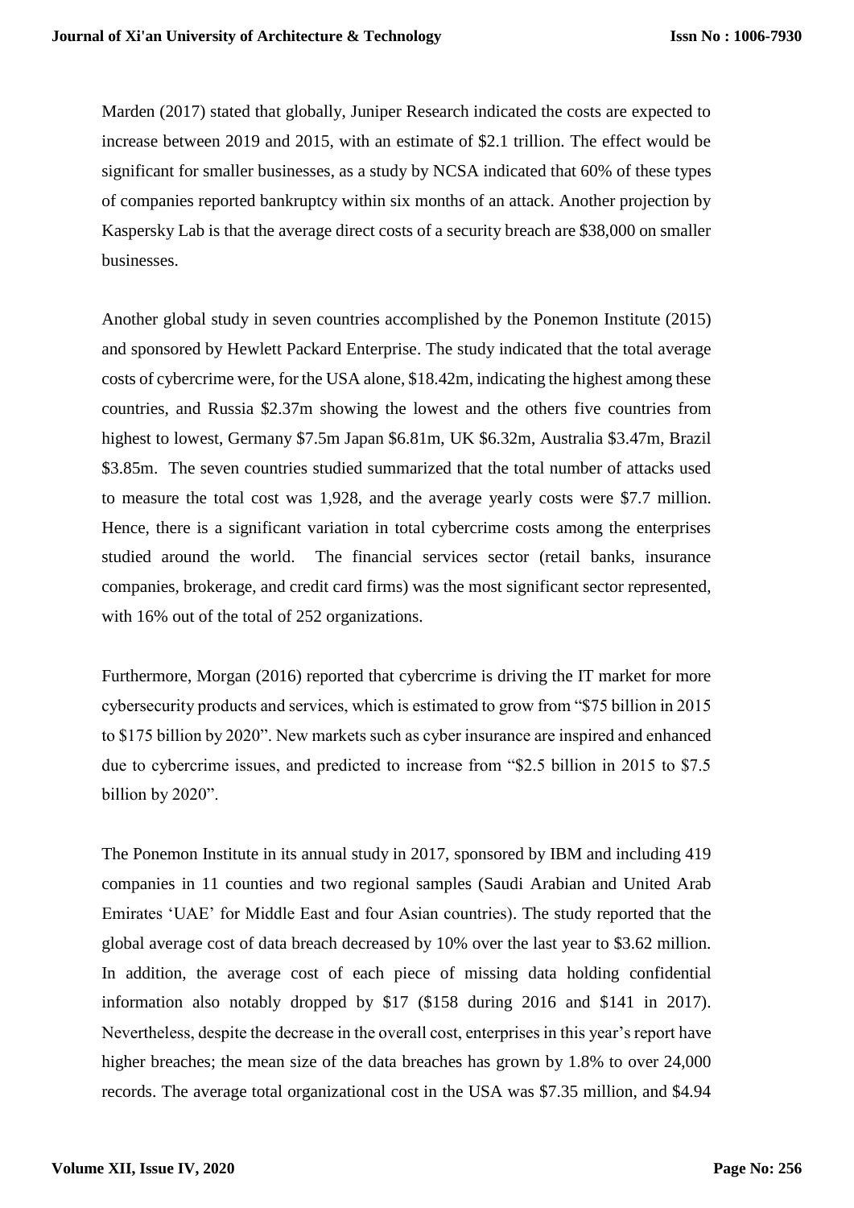Marden (2017) stated that globally, Juniper Research indicated the costs are expected to increase between 2019 and 2015, with an estimate of $2.1 trillion. The effect would be significant for smaller businesses, as a study by NCSA indicated that 60% of these types of companies reported bankruptcy within six months of an attack. Another projection by Kaspersky Lab is that the average direct costs of a security breach are $38,000 on smaller businesses.

Another global study in seven countries accomplished by the Ponemon Institute (2015) and sponsored by Hewlett Packard Enterprise. The study indicated that the total average costs of cybercrime were, for the USA alone, $18.42m, indicating the highest among these countries, and Russia $2.37m showing the lowest and the others five countries from highest to lowest, Germany $7.5m Japan $6.81m, UK $6.32m, Australia $3.47m, Brazil $3.85m. The seven countries studied summarized that the total number of attacks used to measure the total cost was 1,928, and the average yearly costs were $7.7 million. Hence, there is a significant variation in total cybercrime costs among the enterprises studied around the world. The financial services sector (retail banks, insurance companies, brokerage, and credit card firms) was the most significant sector represented, with 16% out of the total of 252 organizations.

Furthermore, Morgan (2016) reported that cybercrime is driving the IT market for more cybersecurity products and services, which is estimated to grow from "$75 billion in 2015 to $175 billion by 2020". New markets such as cyber insurance are inspired and enhanced due to cybercrime issues, and predicted to increase from "$2.5 billion in 2015 to $7.5 billion by 2020".

The Ponemon Institute in its annual study in 2017, sponsored by IBM and including 419 companies in 11 counties and two regional samples (Saudi Arabian and United Arab Emirates 'UAE' for Middle East and four Asian countries). The study reported that the global average cost of data breach decreased by 10% over the last year to $3.62 million. In addition, the average cost of each piece of missing data holding confidential information also notably dropped by $17 ($158 during 2016 and $141 in 2017). Nevertheless, despite the decrease in the overall cost, enterprises in this year's report have higher breaches; the mean size of the data breaches has grown by 1.8% to over 24,000 records. The average total organizational cost in the USA was $7.35 million, and $4.94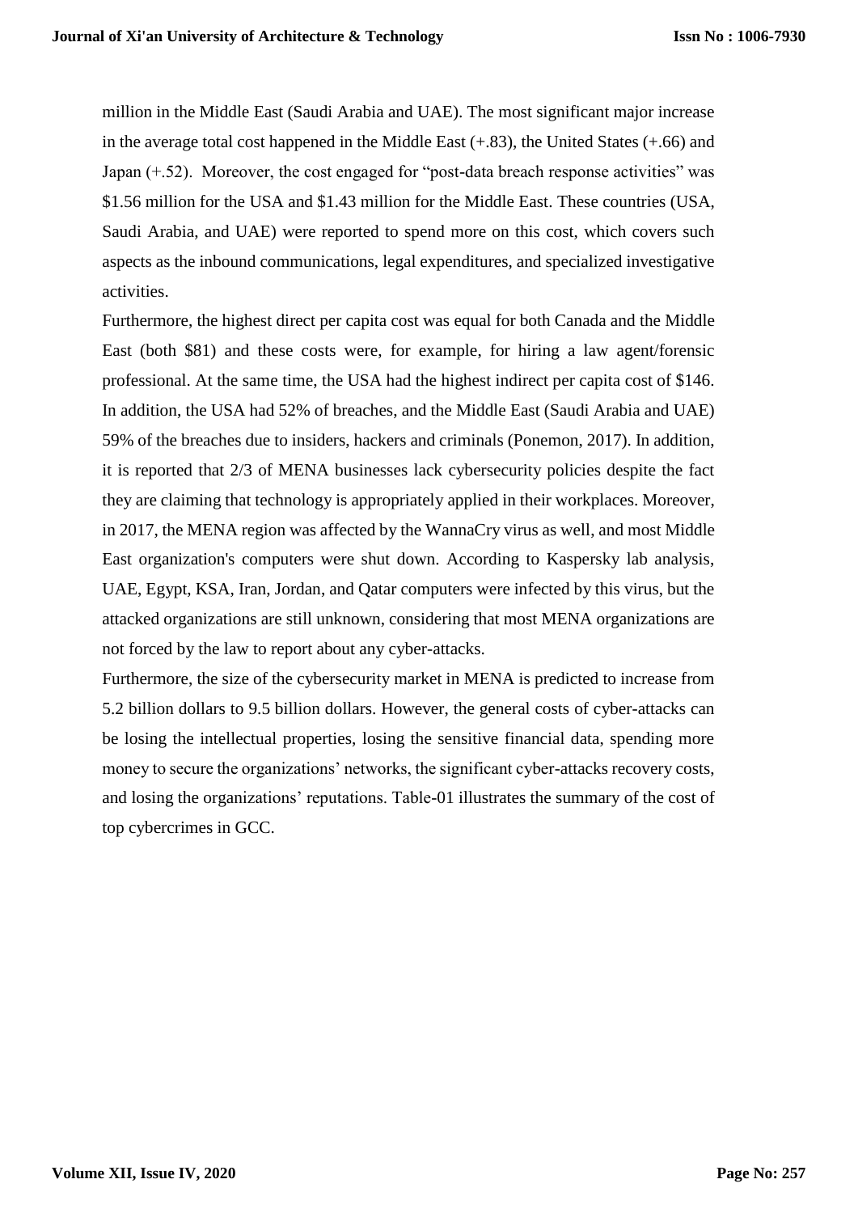million in the Middle East (Saudi Arabia and UAE). The most significant major increase in the average total cost happened in the Middle East (+.83), the United States (+.66) and Japan (+.52). Moreover, the cost engaged for "post-data breach response activities" was $1.56 million for the USA and $1.43 million for the Middle East. These countries (USA, Saudi Arabia, and UAE) were reported to spend more on this cost, which covers such aspects as the inbound communications, legal expenditures, and specialized investigative activities.

Furthermore, the highest direct per capita cost was equal for both Canada and the Middle East (both $81) and these costs were, for example, for hiring a law agent/forensic professional. At the same time, the USA had the highest indirect per capita cost of $146. In addition, the USA had 52% of breaches, and the Middle East (Saudi Arabia and UAE) 59% of the breaches due to insiders, hackers and criminals (Ponemon, 2017). In addition, it is reported that 2/3 of MENA businesses lack cybersecurity policies despite the fact they are claiming that technology is appropriately applied in their workplaces. Moreover, in 2017, the MENA region was affected by the WannaCry virus as well, and most Middle East organization's computers were shut down. According to Kaspersky lab analysis, UAE, Egypt, KSA, Iran, Jordan, and Qatar computers were infected by this virus, but the attacked organizations are still unknown, considering that most MENA organizations are not forced by the law to report about any cyber-attacks.

Furthermore, the size of the cybersecurity market in MENA is predicted to increase from 5.2 billion dollars to 9.5 billion dollars. However, the general costs of cyber-attacks can be losing the intellectual properties, losing the sensitive financial data, spending more money to secure the organizations' networks, the significant cyber-attacks recovery costs, and losing the organizations' reputations. Table-01 illustrates the summary of the cost of top cybercrimes in GCC.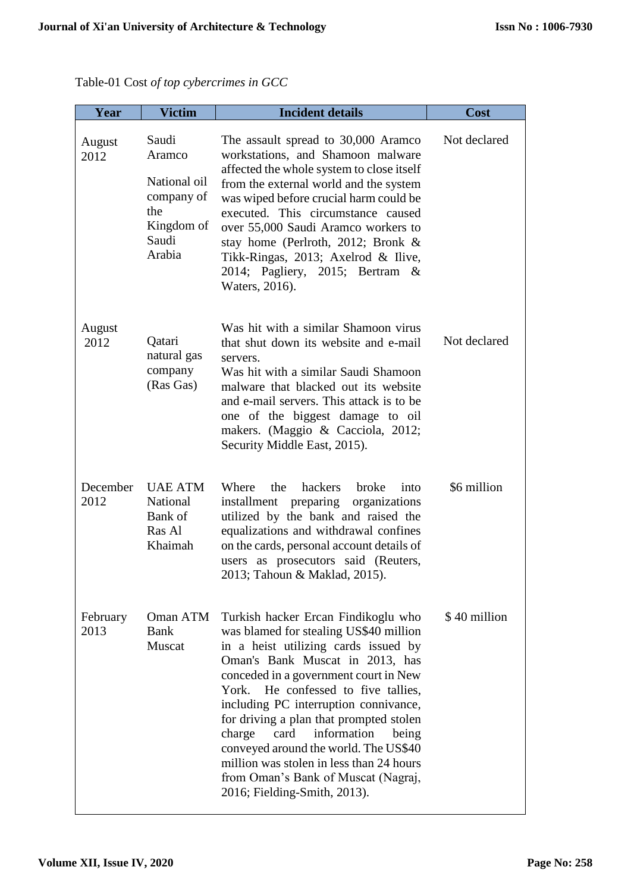Table-01 Cost *of top cybercrimes in GCC*

| Year | Victim | Incident details | Cost |
|---|---|---|---|
| August 2012 | Saudi Aramco National oil company of the Kingdom of Saudi Arabia | The assault spread to 30,000 Aramco workstations, and Shamoon malware affected the whole system to close itself from the external world and the system was wiped before crucial harm could be executed. This circumstance caused over 55,000 Saudi Aramco workers to stay home (Perlroth, 2012; Bronk & Tikk-Ringas, 2013; Axelrod & Ilive, 2014; Pagliery, 2015; Bertram & Waters, 2016). | Not declared |
| August 2012 | Qatari natural gas company (Ras Gas) | Was hit with a similar Shamoon virus that shut down its website and e-mail servers. Was hit with a similar Saudi Shamoon malware that blacked out its website and e-mail servers. This attack is to be one of the biggest damage to oil makers. (Maggio & Cacciola, 2012; Security Middle East, 2015). | Not declared |
| December 2012 | UAE ATM National Bank of Ras Al Khaimah | Where the hackers broke into installment preparing organizations utilized by the bank and raised the equalizations and withdrawal confines on the cards, personal account details of users as prosecutors said (Reuters, 2013; Tahoun & Maklad, 2015). | $6 million |
| February 2013 | Oman ATM Bank Muscat | Turkish hacker Ercan Findikoglu who was blamed for stealing US$40 million in a heist utilizing cards issued by Oman's Bank Muscat in 2013, has conceded in a government court in New York. He confessed to five tallies, including PC interruption connivance, for driving a plan that prompted stolen charge card information being conveyed around the world. The US$40 million was stolen in less than 24 hours from Oman's Bank of Muscat (Nagraj, 2016; Fielding-Smith, 2013). | $ 40 million |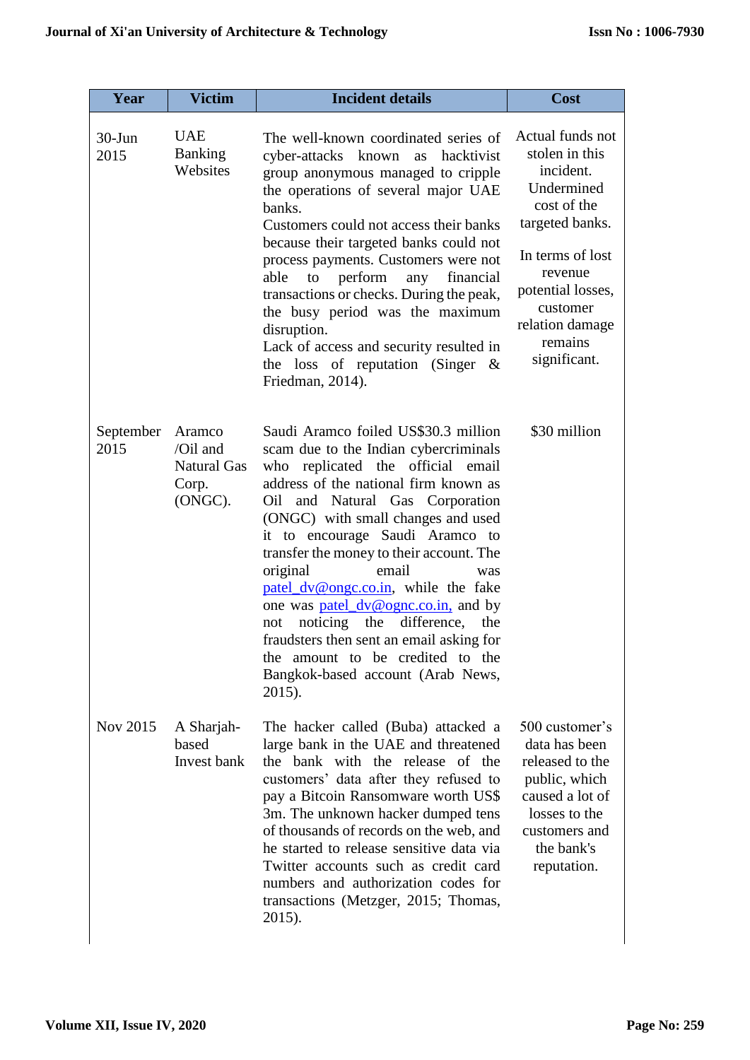| Year | Victim | Incident details | Cost |
|---|---|---|---|
| 30-Jun 2015 | UAE Banking Websites | The well-known coordinated series of cyber-attacks known as hacktivist group anonymous managed to cripple the operations of several major UAE banks. Customers could not access their banks because their targeted banks could not process payments. Customers were not able to perform any financial transactions or checks. During the peak, the busy period was the maximum disruption. Lack of access and security resulted in the loss of reputation (Singer & Friedman, 2014). | Actual funds not stolen in this incident. Undermined cost of the targeted banks. In terms of lost revenue potential losses, customer relation damage remains significant. |
| September 2015 | Aramco /Oil and Natural Gas Corp. (ONGC). | Saudi Aramco foiled US$30.3 million scam due to the Indian cybercriminals who replicated the official email address of the national firm known as Oil and Natural Gas Corporation (ONGC) with small changes and used it to encourage Saudi Aramco to transfer the money to their account. The original email was patel_dv@ongc.co.in, while the fake one was patel_dv@ognc.co.in, and by not noticing the difference, the fraudsters then sent an email asking for the amount to be credited to the Bangkok-based account (Arab News, 2015). | $30 million |
| Nov 2015 | A Sharjah-based Invest bank | The hacker called (Buba) attacked a large bank in the UAE and threatened the bank with the release of the customers' data after they refused to pay a Bitcoin Ransomware worth US$ 3m. The unknown hacker dumped tens of thousands of records on the web, and he started to release sensitive data via Twitter accounts such as credit card numbers and authorization codes for transactions (Metzger, 2015; Thomas, 2015). | 500 customer's data has been released to the public, which caused a lot of losses to the customers and the bank's reputation. |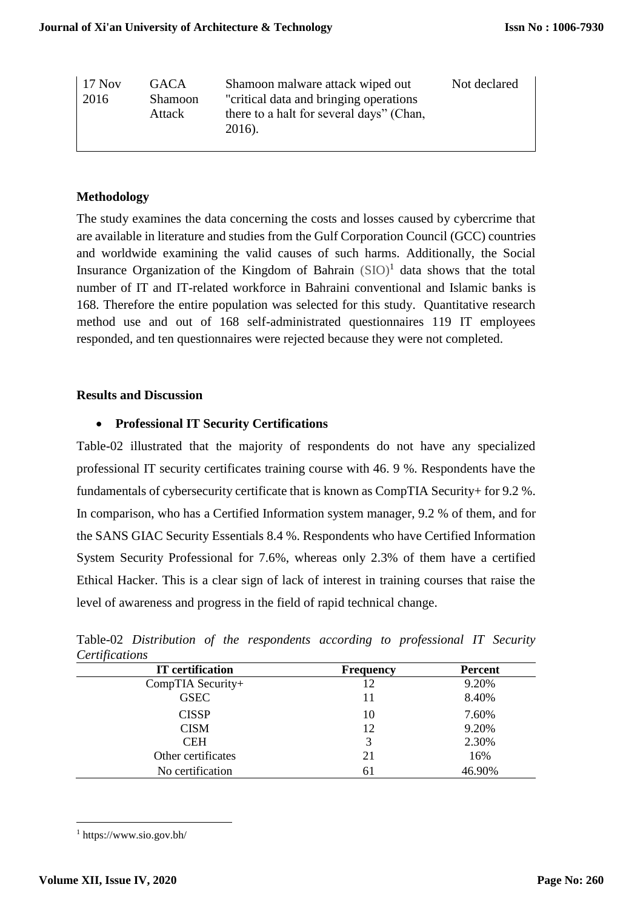| 17 Nov 2016 | GACA Shamoon Attack | Shamoon malware attack wiped out "critical data and bringing operations there to a halt for several days" (Chan, 2016). | Not declared |
|---|---|---|---|

## Methodology

The study examines the data concerning the costs and losses caused by cybercrime that are available in literature and studies from the Gulf Corporation Council (GCC) countries and worldwide examining the valid causes of such harms. Additionally, the Social Insurance Organization of the Kingdom of Bahrain (SIO)[1] data shows that the total number of IT and IT-related workforce in Bahraini conventional and Islamic banks is 168. Therefore the entire population was selected for this study. Quantitative research method use and out of 168 self-administrated questionnaires 119 IT employees responded, and ten questionnaires were rejected because they were not completed.

## Results and Discussion

- **Professional IT Security Certifications**

Table-02 illustrated that the majority of respondents do not have any specialized professional IT security certificates training course with 46. 9 %. Respondents have the fundamentals of cybersecurity certificate that is known as CompTIA Security+ for 9.2 %. In comparison, who has a Certified Information system manager, 9.2 % of them, and for the SANS GIAC Security Essentials 8.4 %. Respondents who have Certified Information System Security Professional for 7.6%, whereas only 2.3% of them have a certified Ethical Hacker. This is a clear sign of lack of interest in training courses that raise the level of awareness and progress in the field of rapid technical change.

Table-02 *Distribution of the respondents according to professional IT Security Certifications*

| IT certification | Frequency | Percent |
|---|---|---|
| CompTIA Security+ | 12 | 9.20% |
| GSEC | 11 | 8.40% |
| CISSP | 10 | 7.60% |
| CISM | 12 | 9.20% |
| CEH | 3 | 2.30% |
| Other certificates | 21 | 16% |
| No certification | 61 | 46.90% |

[1] https://www.sio.gov.bh/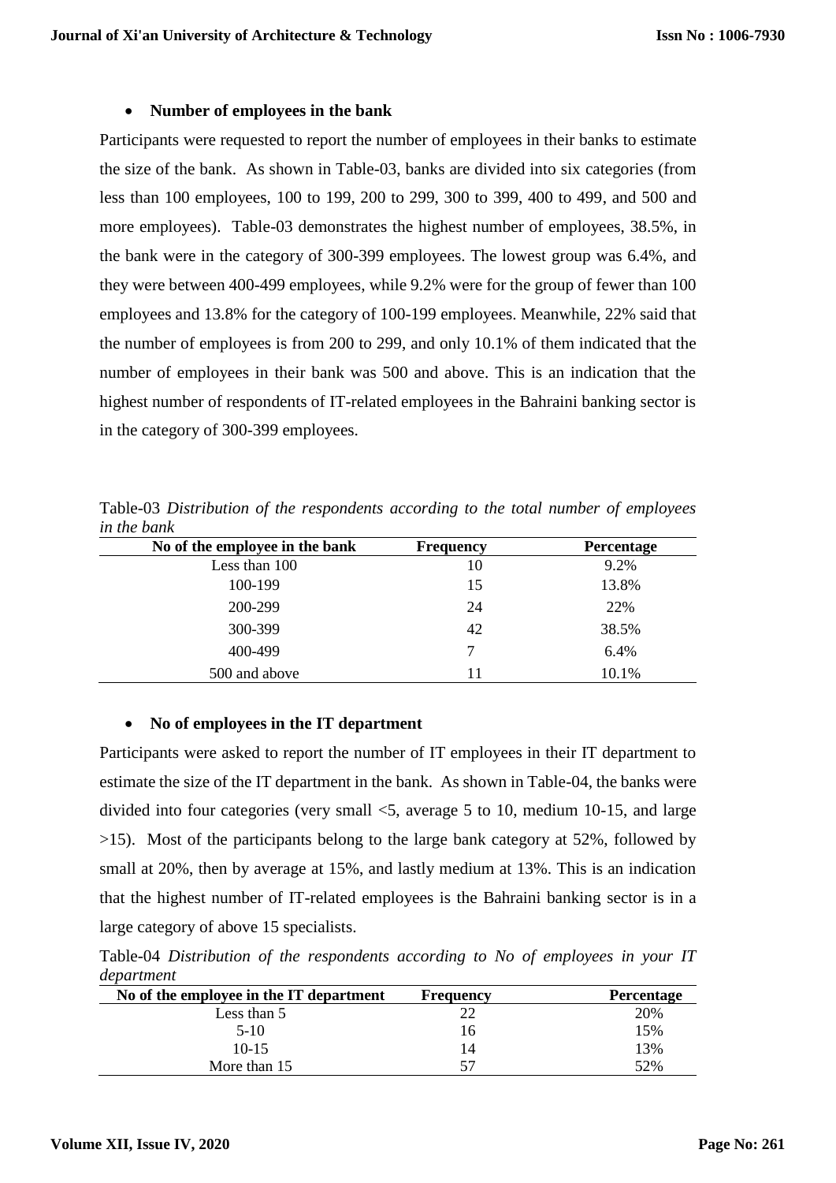- **Number of employees in the bank**

Participants were requested to report the number of employees in their banks to estimate the size of the bank. As shown in Table-03, banks are divided into six categories (from less than 100 employees, 100 to 199, 200 to 299, 300 to 399, 400 to 499, and 500 and more employees). Table-03 demonstrates the highest number of employees, 38.5%, in the bank were in the category of 300-399 employees. The lowest group was 6.4%, and they were between 400-499 employees, while 9.2% were for the group of fewer than 100 employees and 13.8% for the category of 100-199 employees. Meanwhile, 22% said that the number of employees is from 200 to 299, and only 10.1% of them indicated that the number of employees in their bank was 500 and above. This is an indication that the highest number of respondents of IT-related employees in the Bahraini banking sector is in the category of 300-399 employees.

Table-03 *Distribution of the respondents according to the total number of employees in the bank*

| No of the employee in the bank | Frequency | Percentage |
|---|---|---|
| Less than 100 | 10 | 9.2% |
| 100-199 | 15 | 13.8% |
| 200-299 | 24 | 22% |
| 300-399 | 42 | 38.5% |
| 400-499 | 7 | 6.4% |
| 500 and above | 11 | 10.1% |

- **No of employees in the IT department**

Participants were asked to report the number of IT employees in their IT department to estimate the size of the IT department in the bank. As shown in Table-04, the banks were divided into four categories (very small <5, average 5 to 10, medium 10-15, and large >15). Most of the participants belong to the large bank category at 52%, followed by small at 20%, then by average at 15%, and lastly medium at 13%. This is an indication that the highest number of IT-related employees is the Bahraini banking sector is in a large category of above 15 specialists.

Table-04 *Distribution of the respondents according to No of employees in your IT department*

| No of the employee in the IT department | Frequency | Percentage |
|---|---|---|
| Less than 5 | 22 | 20% |
| 5-10 | 16 | 15% |
| 10-15 | 14 | 13% |
| More than 15 | 57 | 52% |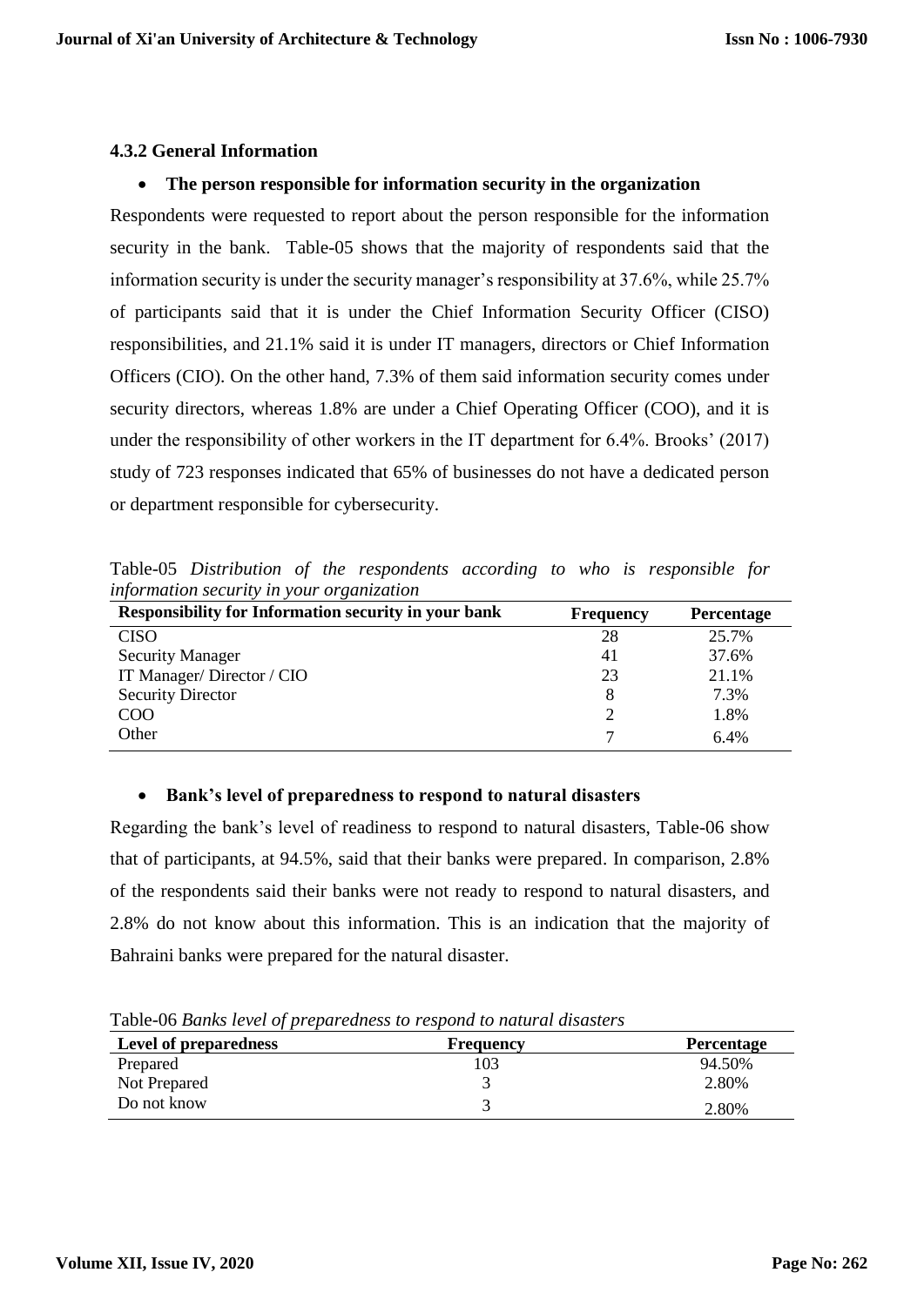### 4.3.2 General Information

- **The person responsible for information security in the organization**

Respondents were requested to report about the person responsible for the information security in the bank. Table-05 shows that the majority of respondents said that the information security is under the security manager's responsibility at 37.6%, while 25.7% of participants said that it is under the Chief Information Security Officer (CISO) responsibilities, and 21.1% said it is under IT managers, directors or Chief Information Officers (CIO). On the other hand, 7.3% of them said information security comes under security directors, whereas 1.8% are under a Chief Operating Officer (COO), and it is under the responsibility of other workers in the IT department for 6.4%. Brooks' (2017) study of 723 responses indicated that 65% of businesses do not have a dedicated person or department responsible for cybersecurity.

Table-05 *Distribution of the respondents according to who is responsible for information security in your organization*

| Responsibility for Information security in your bank | Frequency | Percentage |
|---|---|---|
| CISO | 28 | 25.7% |
| Security Manager | 41 | 37.6% |
| IT Manager/ Director / CIO | 23 | 21.1% |
| Security Director | 8 | 7.3% |
| COO | 2 | 1.8% |
| Other | 7 | 6.4% |

- **Bank's level of preparedness to respond to natural disasters**

Regarding the bank's level of readiness to respond to natural disasters, Table-06 show that of participants, at 94.5%, said that their banks were prepared. In comparison, 2.8% of the respondents said their banks were not ready to respond to natural disasters, and 2.8% do not know about this information. This is an indication that the majority of Bahraini banks were prepared for the natural disaster.

Table-06 *Banks level of preparedness to respond to natural disasters*

| Level of preparedness | Frequency | Percentage |
|---|---|---|
| Prepared | 103 | 94.50% |
| Not Prepared | 3 | 2.80% |
| Do not know | 3 | 2.80% |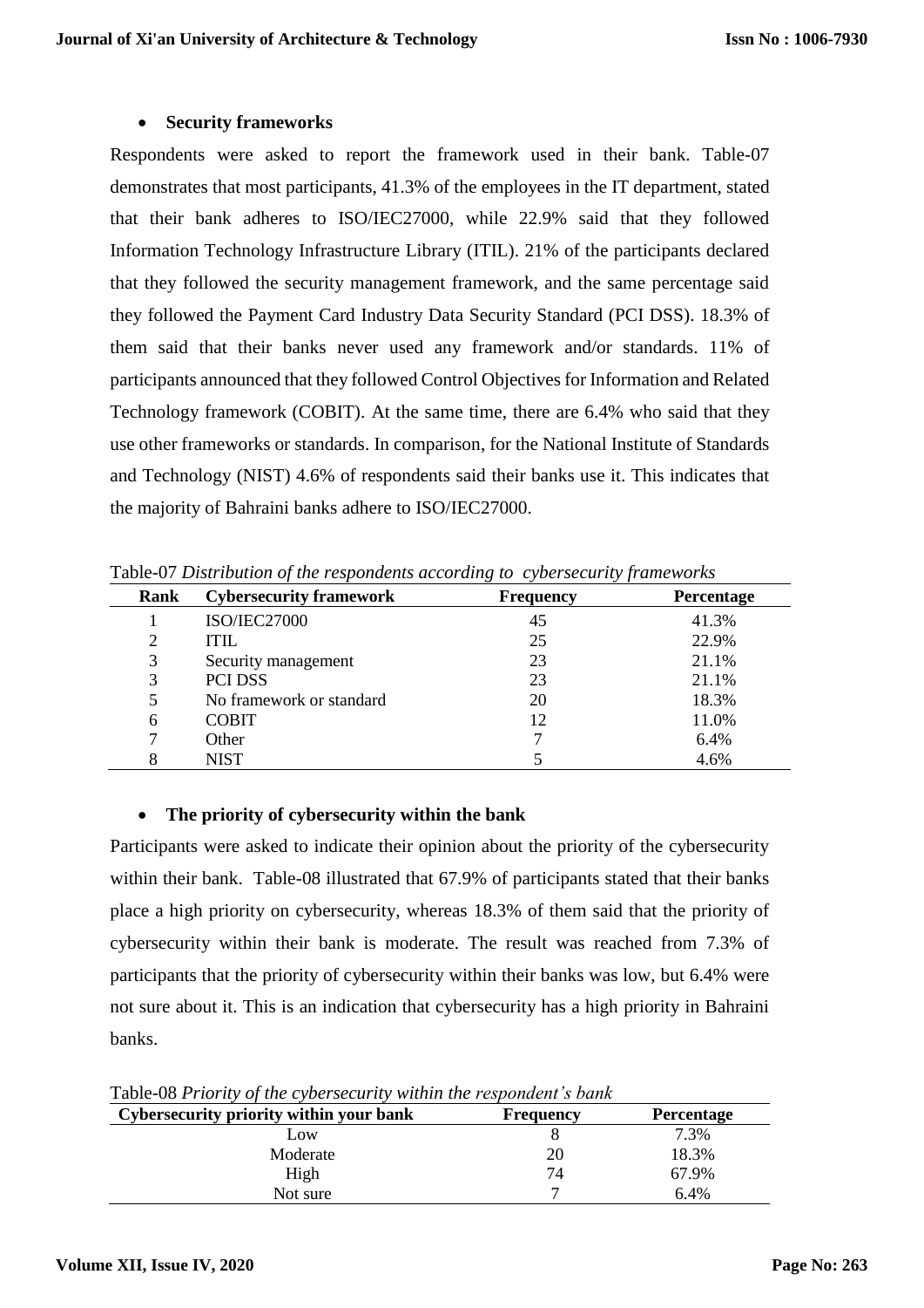- **Security frameworks**

Respondents were asked to report the framework used in their bank. Table-07 demonstrates that most participants, 41.3% of the employees in the IT department, stated that their bank adheres to ISO/IEC27000, while 22.9% said that they followed Information Technology Infrastructure Library (ITIL). 21% of the participants declared that they followed the security management framework, and the same percentage said they followed the Payment Card Industry Data Security Standard (PCI DSS). 18.3% of them said that their banks never used any framework and/or standards. 11% of participants announced that they followed Control Objectives for Information and Related Technology framework (COBIT). At the same time, there are 6.4% who said that they use other frameworks or standards. In comparison, for the National Institute of Standards and Technology (NIST) 4.6% of respondents said their banks use it. This indicates that the majority of Bahraini banks adhere to ISO/IEC27000.

Table-07 *Distribution of the respondents according to cybersecurity frameworks*

| Rank | Cybersecurity framework | Frequency | Percentage |
|---|---|---|---|
| 1 | ISO/IEC27000 | 45 | 41.3% |
| 2 | ITIL | 25 | 22.9% |
| 3 | Security management | 23 | 21.1% |
| 3 | PCI DSS | 23 | 21.1% |
| 5 | No framework or standard | 20 | 18.3% |
| 6 | COBIT | 12 | 11.0% |
| 7 | Other | 7 | 6.4% |
| 8 | NIST | 5 | 4.6% |

- **The priority of cybersecurity within the bank**

Participants were asked to indicate their opinion about the priority of the cybersecurity within their bank. Table-08 illustrated that 67.9% of participants stated that their banks place a high priority on cybersecurity, whereas 18.3% of them said that the priority of cybersecurity within their bank is moderate. The result was reached from 7.3% of participants that the priority of cybersecurity within their banks was low, but 6.4% were not sure about it. This is an indication that cybersecurity has a high priority in Bahraini banks.

Table-08 *Priority of the cybersecurity within the respondent's bank*

| Cybersecurity priority within your bank | Frequency | Percentage |
|---|---|---|
| Low | 8 | 7.3% |
| Moderate | 20 | 18.3% |
| High | 74 | 67.9% |
| Not sure | 7 | 6.4% |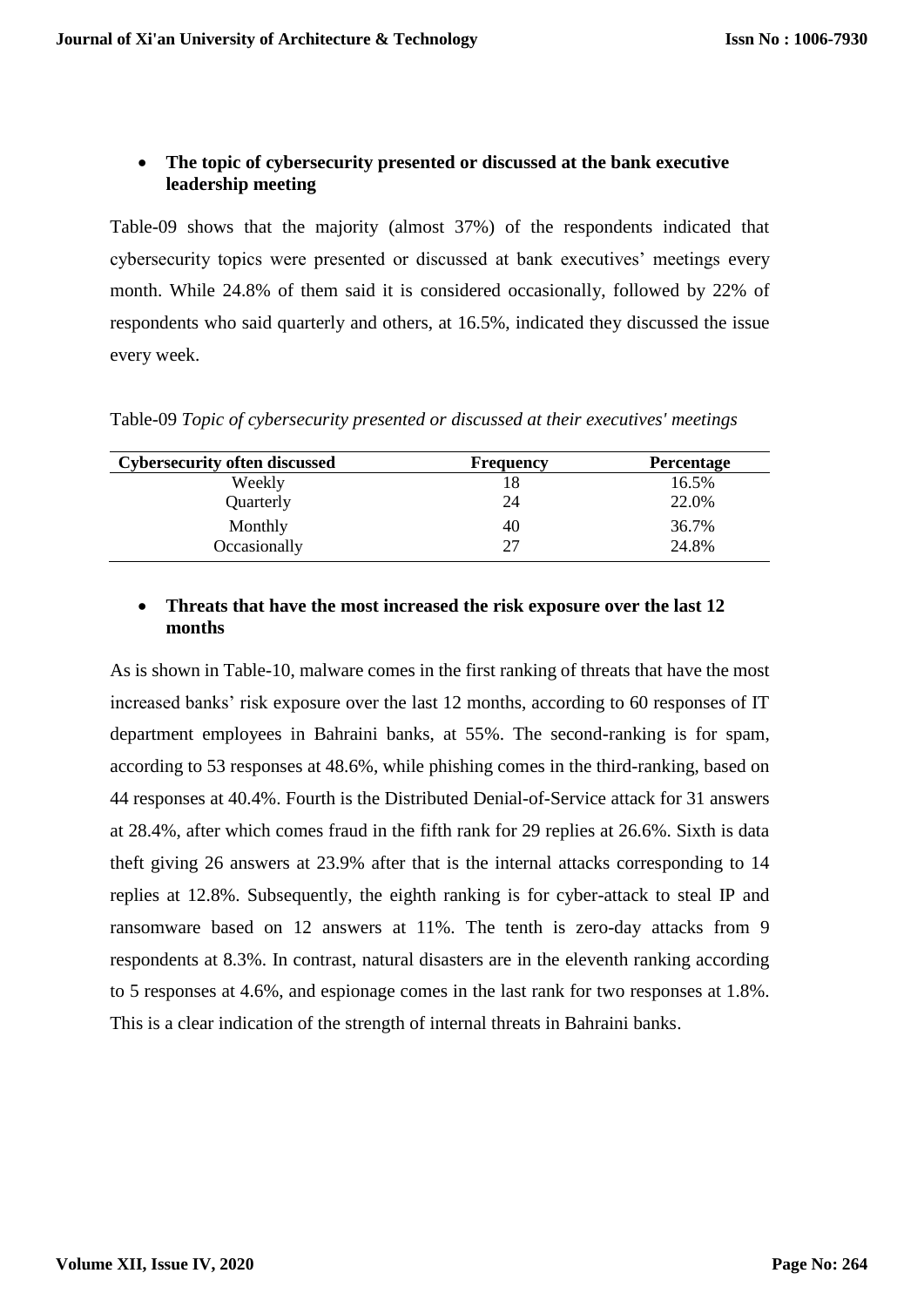- **The topic of cybersecurity presented or discussed at the bank executive leadership meeting**

Table-09 shows that the majority (almost 37%) of the respondents indicated that cybersecurity topics were presented or discussed at bank executives' meetings every month. While 24.8% of them said it is considered occasionally, followed by 22% of respondents who said quarterly and others, at 16.5%, indicated they discussed the issue every week.

Table-09 *Topic of cybersecurity presented or discussed at their executives' meetings*

| Cybersecurity often discussed | Frequency | Percentage |
|---|---|---|
| Weekly | 18 | 16.5% |
| Quarterly | 24 | 22.0% |
| Monthly | 40 | 36.7% |
| Occasionally | 27 | 24.8% |

- **Threats that have the most increased the risk exposure over the last 12 months**

As is shown in Table-10, malware comes in the first ranking of threats that have the most increased banks' risk exposure over the last 12 months, according to 60 responses of IT department employees in Bahraini banks, at 55%. The second-ranking is for spam, according to 53 responses at 48.6%, while phishing comes in the third-ranking, based on 44 responses at 40.4%. Fourth is the Distributed Denial-of-Service attack for 31 answers at 28.4%, after which comes fraud in the fifth rank for 29 replies at 26.6%. Sixth is data theft giving 26 answers at 23.9% after that is the internal attacks corresponding to 14 replies at 12.8%. Subsequently, the eighth ranking is for cyber-attack to steal IP and ransomware based on 12 answers at 11%. The tenth is zero-day attacks from 9 respondents at 8.3%. In contrast, natural disasters are in the eleventh ranking according to 5 responses at 4.6%, and espionage comes in the last rank for two responses at 1.8%. This is a clear indication of the strength of internal threats in Bahraini banks.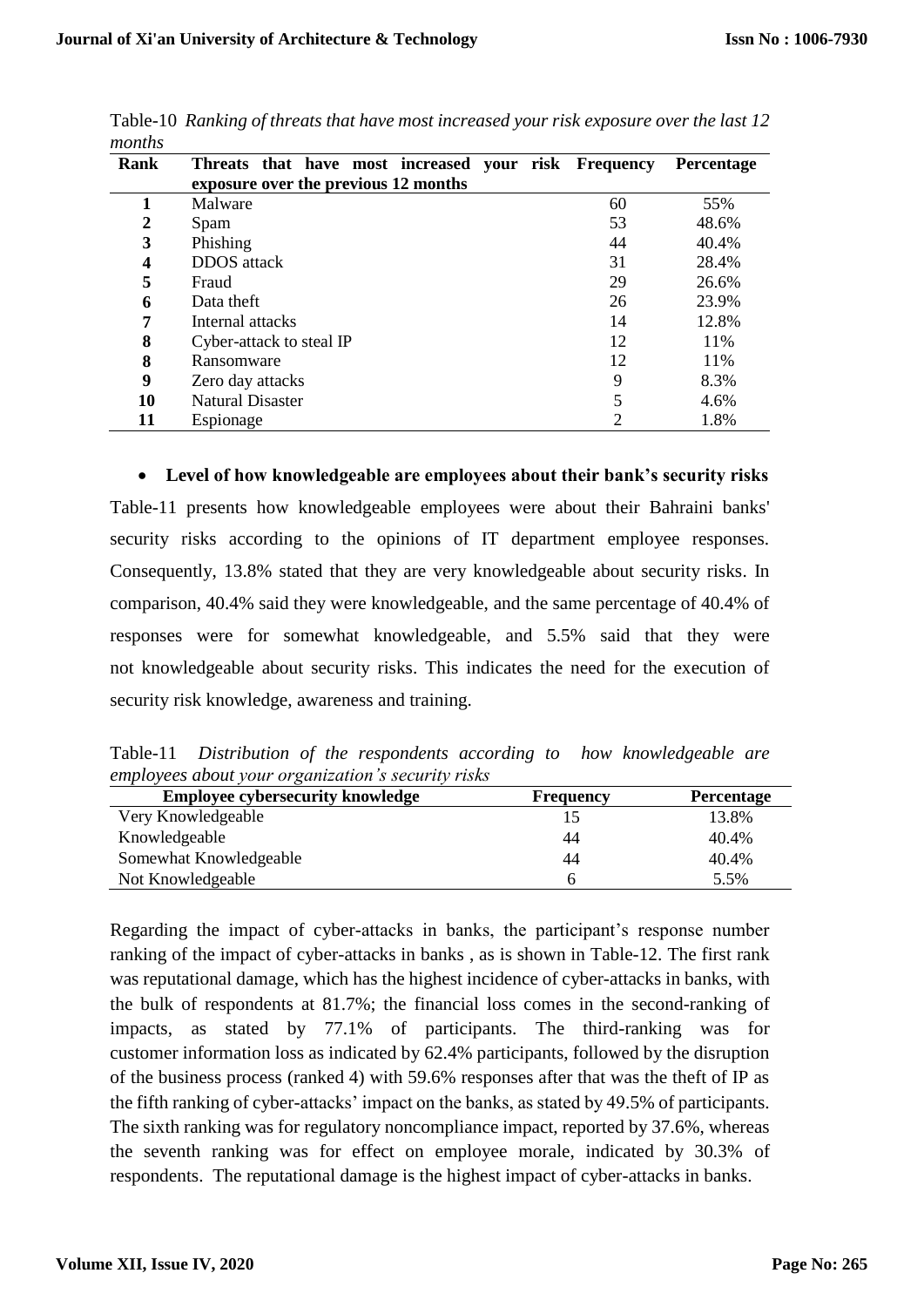Table-10 *Ranking of threats that have most increased your risk exposure over the last 12 months*

| Rank | Threats that have most increased your risk exposure over the previous 12 months | Frequency | Percentage |
|---|---|---|---|
| 1 | Malware | 60 | 55% |
| 2 | Spam | 53 | 48.6% |
| 3 | Phishing | 44 | 40.4% |
| 4 | DDOS attack | 31 | 28.4% |
| 5 | Fraud | 29 | 26.6% |
| 6 | Data theft | 26 | 23.9% |
| 7 | Internal attacks | 14 | 12.8% |
| 8 | Cyber-attack to steal IP | 12 | 11% |
| 8 | Ransomware | 12 | 11% |
| 9 | Zero day attacks | 9 | 8.3% |
| 10 | Natural Disaster | 5 | 4.6% |
| 11 | Espionage | 2 | 1.8% |

- **Level of how knowledgeable are employees about their bank's security risks**

Table-11 presents how knowledgeable employees were about their Bahraini banks' security risks according to the opinions of IT department employee responses. Consequently, 13.8% stated that they are very knowledgeable about security risks. In comparison, 40.4% said they were knowledgeable, and the same percentage of 40.4% of responses were for somewhat knowledgeable, and 5.5% said that they were not knowledgeable about security risks. This indicates the need for the execution of security risk knowledge, awareness and training.

Table-11 *Distribution of the respondents according to how knowledgeable are employees about your organization's security risks*

| Employee cybersecurity knowledge | Frequency | Percentage |
|---|---|---|
| Very Knowledgeable | 15 | 13.8% |
| Knowledgeable | 44 | 40.4% |
| Somewhat Knowledgeable | 44 | 40.4% |
| Not Knowledgeable | 6 | 5.5% |

Regarding the impact of cyber-attacks in banks, the participant's response number ranking of the impact of cyber-attacks in banks , as is shown in Table-12. The first rank was reputational damage, which has the highest incidence of cyber-attacks in banks, with the bulk of respondents at 81.7%; the financial loss comes in the second-ranking of impacts, as stated by 77.1% of participants. The third-ranking was for customer information loss as indicated by 62.4% participants, followed by the disruption of the business process (ranked 4) with 59.6% responses after that was the theft of IP as the fifth ranking of cyber-attacks' impact on the banks, as stated by 49.5% of participants. The sixth ranking was for regulatory noncompliance impact, reported by 37.6%, whereas the seventh ranking was for effect on employee morale, indicated by 30.3% of respondents. The reputational damage is the highest impact of cyber-attacks in banks.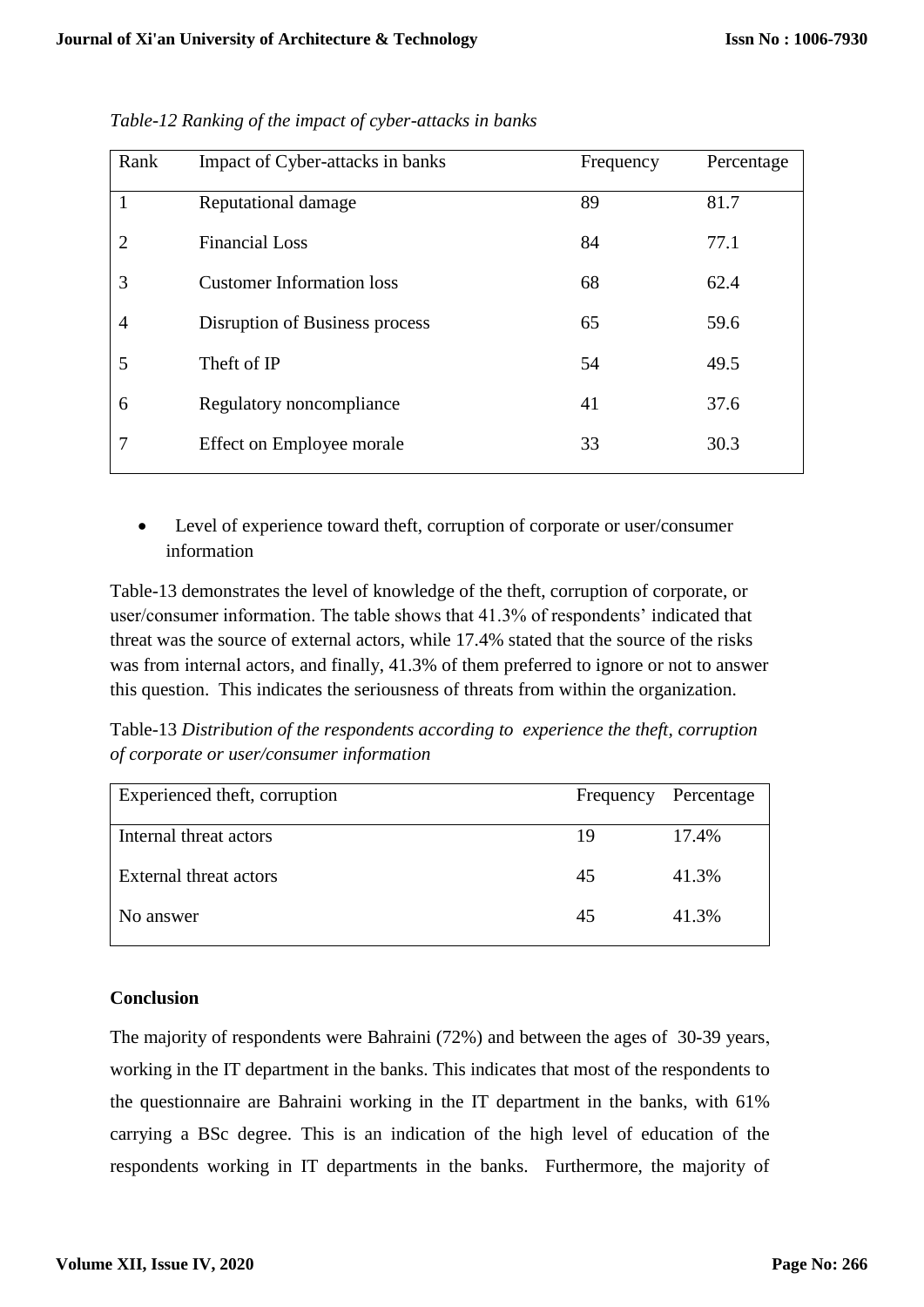*Table-12 Ranking of the impact of cyber-attacks in banks*

| Rank | Impact of Cyber-attacks in banks | Frequency | Percentage |
|---|---|---|---|
| 1 | Reputational damage | 89 | 81.7 |
| 2 | Financial Loss | 84 | 77.1 |
| 3 | Customer Information loss | 68 | 62.4 |
| 4 | Disruption of Business process | 65 | 59.6 |
| 5 | Theft of IP | 54 | 49.5 |
| 6 | Regulatory noncompliance | 41 | 37.6 |
| 7 | Effect on Employee morale | 33 | 30.3 |

- Level of experience toward theft, corruption of corporate or user/consumer information

Table-13 demonstrates the level of knowledge of the theft, corruption of corporate, or user/consumer information. The table shows that 41.3% of respondents' indicated that threat was the source of external actors, while 17.4% stated that the source of the risks was from internal actors, and finally, 41.3% of them preferred to ignore or not to answer this question. This indicates the seriousness of threats from within the organization.

Table-13 *Distribution of the respondents according to experience the theft, corruption of corporate or user/consumer information*

| Experienced theft, corruption | Frequency | Percentage |
|---|---|---|
| Internal threat actors | 19 | 17.4% |
| External threat actors | 45 | 41.3% |
| No answer | 45 | 41.3% |

**Conclusion**

The majority of respondents were Bahraini (72%) and between the ages of 30-39 years, working in the IT department in the banks. This indicates that most of the respondents to the questionnaire are Bahraini working in the IT department in the banks, with 61% carrying a BSc degree. This is an indication of the high level of education of the respondents working in IT departments in the banks. Furthermore, the majority of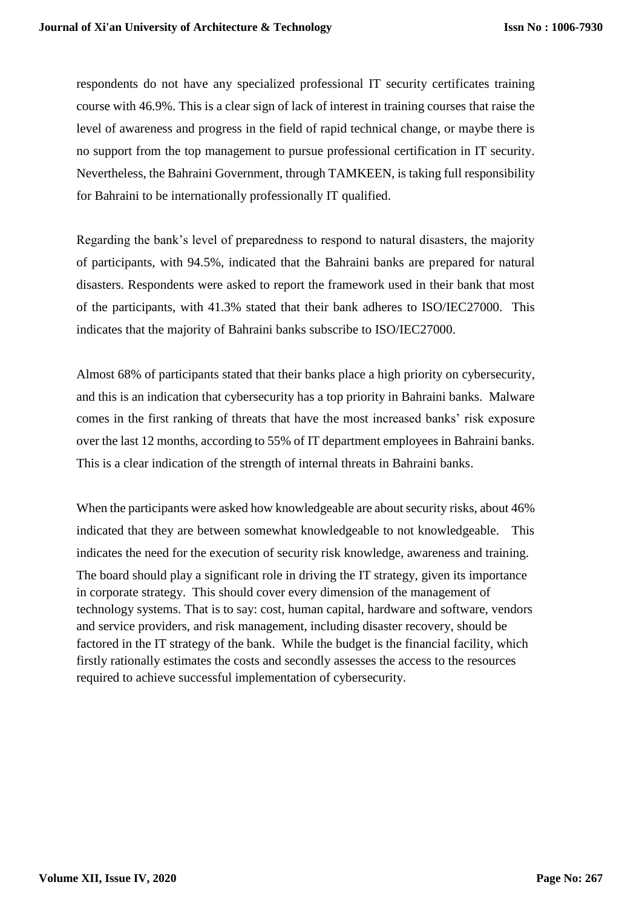respondents do not have any specialized professional IT security certificates training course with 46.9%. This is a clear sign of lack of interest in training courses that raise the level of awareness and progress in the field of rapid technical change, or maybe there is no support from the top management to pursue professional certification in IT security. Nevertheless, the Bahraini Government, through TAMKEEN, is taking full responsibility for Bahraini to be internationally professionally IT qualified.

Regarding the bank's level of preparedness to respond to natural disasters, the majority of participants, with 94.5%, indicated that the Bahraini banks are prepared for natural disasters. Respondents were asked to report the framework used in their bank that most of the participants, with 41.3% stated that their bank adheres to ISO/IEC27000. This indicates that the majority of Bahraini banks subscribe to ISO/IEC27000.

Almost 68% of participants stated that their banks place a high priority on cybersecurity, and this is an indication that cybersecurity has a top priority in Bahraini banks. Malware comes in the first ranking of threats that have the most increased banks' risk exposure over the last 12 months, according to 55% of IT department employees in Bahraini banks. This is a clear indication of the strength of internal threats in Bahraini banks.

When the participants were asked how knowledgeable are about security risks, about 46% indicated that they are between somewhat knowledgeable to not knowledgeable. This indicates the need for the execution of security risk knowledge, awareness and training. The board should play a significant role in driving the IT strategy, given its importance in corporate strategy. This should cover every dimension of the management of technology systems. That is to say: cost, human capital, hardware and software, vendors and service providers, and risk management, including disaster recovery, should be factored in the IT strategy of the bank. While the budget is the financial facility, which firstly rationally estimates the costs and secondly assesses the access to the resources required to achieve successful implementation of cybersecurity.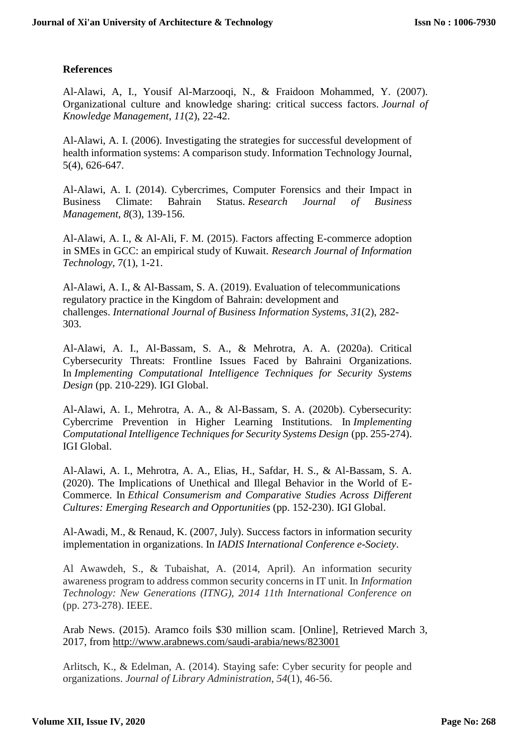## References

Al-Alawi, A, I., Yousif Al-Marzooqi, N., & Fraidoon Mohammed, Y. (2007). Organizational culture and knowledge sharing: critical success factors. *Journal of Knowledge Management*, *11*(2), 22-42.

Al-Alawi, A. I. (2006). Investigating the strategies for successful development of health information systems: A comparison study. Information Technology Journal, 5(4), 626-647.

Al-Alawi, A. I. (2014). Cybercrimes, Computer Forensics and their Impact in Business Climate: Bahrain Status. *Research Journal of Business Management*, *8*(3), 139-156.

Al-Alawi, A. I., & Al-Ali, F. M. (2015). Factors affecting E-commerce adoption in SMEs in GCC: an empirical study of Kuwait. *Research Journal of Information Technology*, 7(1), 1-21.

Al-Alawi, A. I., & Al-Bassam, S. A. (2019). Evaluation of telecommunications regulatory practice in the Kingdom of Bahrain: development and challenges. *International Journal of Business Information Systems*, *31*(2), 282-303.

Al-Alawi, A. I., Al-Bassam, S. A., & Mehrotra, A. A. (2020a). Critical Cybersecurity Threats: Frontline Issues Faced by Bahraini Organizations. In *Implementing Computational Intelligence Techniques for Security Systems Design* (pp. 210-229). IGI Global.

Al-Alawi, A. I., Mehrotra, A. A., & Al-Bassam, S. A. (2020b). Cybersecurity: Cybercrime Prevention in Higher Learning Institutions. In *Implementing Computational Intelligence Techniques for Security Systems Design* (pp. 255-274). IGI Global.

Al-Alawi, A. I., Mehrotra, A. A., Elias, H., Safdar, H. S., & Al-Bassam, S. A. (2020). The Implications of Unethical and Illegal Behavior in the World of E-Commerce. In *Ethical Consumerism and Comparative Studies Across Different Cultures: Emerging Research and Opportunities* (pp. 152-230). IGI Global.

Al-Awadi, M., & Renaud, K. (2007, July). Success factors in information security implementation in organizations. In *IADIS International Conference e-Society*.

Al Awawdeh, S., & Tubaishat, A. (2014, April). An information security awareness program to address common security concerns in IT unit. In *Information Technology: New Generations (ITNG), 2014 11th International Conference on* (pp. 273-278). IEEE.

Arab News. (2015). Aramco foils $30 million scam. [Online], Retrieved March 3, 2017, from http://www.arabnews.com/saudi-arabia/news/823001

Arlitsch, K., & Edelman, A. (2014). Staying safe: Cyber security for people and organizations. *Journal of Library Administration*, *54*(1), 46-56.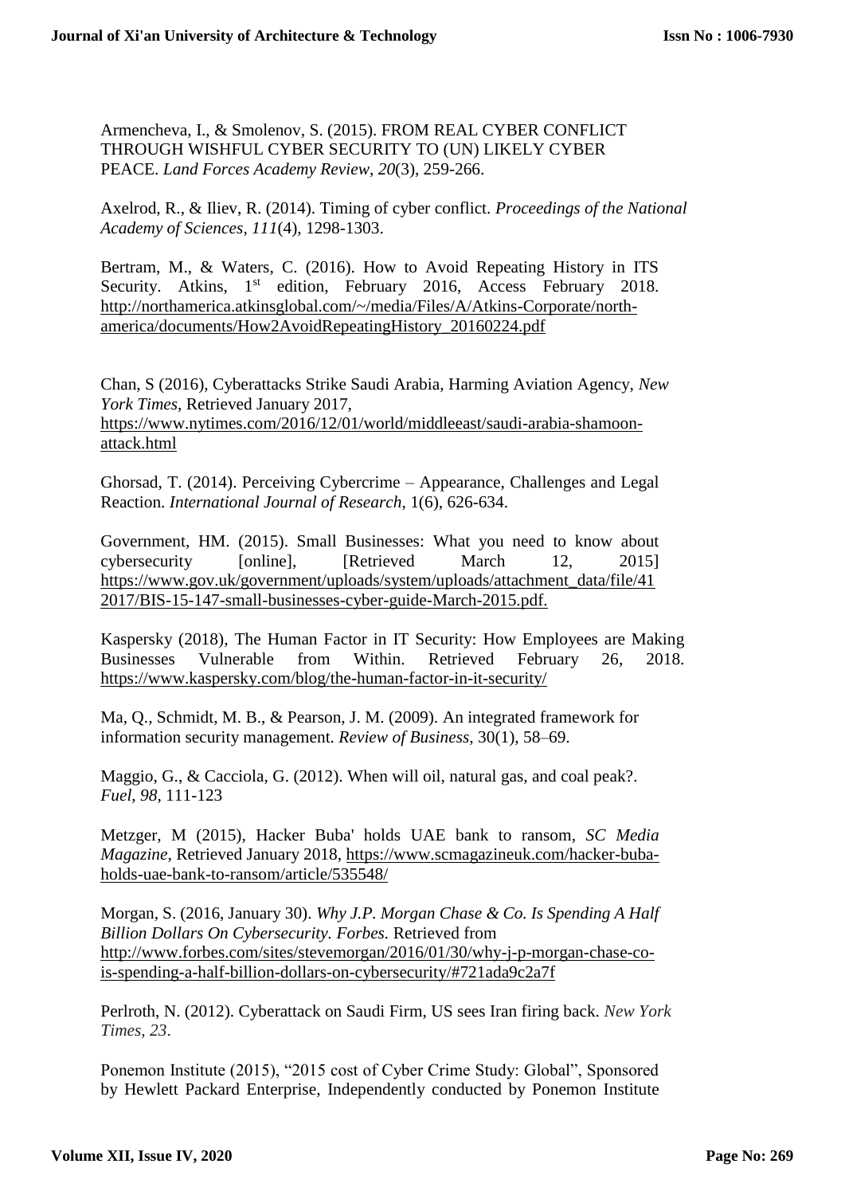Armencheva, I., & Smolenov, S. (2015). FROM REAL CYBER CONFLICT THROUGH WISHFUL CYBER SECURITY TO (UN) LIKELY CYBER PEACE. *Land Forces Academy Review*, *20*(3), 259-266.

Axelrod, R., & Iliev, R. (2014). Timing of cyber conflict. *Proceedings of the National Academy of Sciences*, *111*(4), 1298-1303.

Bertram, M., & Waters, C. (2016). How to Avoid Repeating History in ITS Security. Atkins, 1st edition, February 2016, Access February 2018. http://northamerica.atkinsglobal.com/~/media/Files/A/Atkins-Corporate/north-america/documents/How2AvoidRepeatingHistory_20160224.pdf

Chan, S (2016), Cyberattacks Strike Saudi Arabia, Harming Aviation Agency, *New York Times*, Retrieved January 2017, https://www.nytimes.com/2016/12/01/world/middleeast/saudi-arabia-shamoon-attack.html

Ghorsad, T. (2014). Perceiving Cybercrime – Appearance, Challenges and Legal Reaction. *International Journal of Research*, 1(6), 626-634.

Government, HM. (2015). Small Businesses: What you need to know about cybersecurity [online], [Retrieved March 12, 2015] https://www.gov.uk/government/uploads/system/uploads/attachment_data/file/412017/BIS-15-147-small-businesses-cyber-guide-March-2015.pdf.

Kaspersky (2018), The Human Factor in IT Security: How Employees are Making Businesses Vulnerable from Within. Retrieved February 26, 2018. https://www.kaspersky.com/blog/the-human-factor-in-it-security/

Ma, Q., Schmidt, M. B., & Pearson, J. M. (2009). An integrated framework for information security management. *Review of Business*, 30(1), 58–69.

Maggio, G., & Cacciola, G. (2012). When will oil, natural gas, and coal peak?. *Fuel*, *98*, 111-123

Metzger, M (2015), Hacker Buba' holds UAE bank to ransom, *SC Media Magazine*, Retrieved January 2018, https://www.scmagazineuk.com/hacker-buba-holds-uae-bank-to-ransom/article/535548/

Morgan, S. (2016, January 30). *Why J.P. Morgan Chase & Co. Is Spending A Half Billion Dollars On Cybersecurity. Forbes.* Retrieved from http://www.forbes.com/sites/stevemorgan/2016/01/30/why-j-p-morgan-chase-co-is-spending-a-half-billion-dollars-on-cybersecurity/#721ada9c2a7f

Perlroth, N. (2012). Cyberattack on Saudi Firm, US sees Iran firing back. *New York Times*, *23*.

Ponemon Institute (2015), "2015 cost of Cyber Crime Study: Global", Sponsored by Hewlett Packard Enterprise, Independently conducted by Ponemon Institute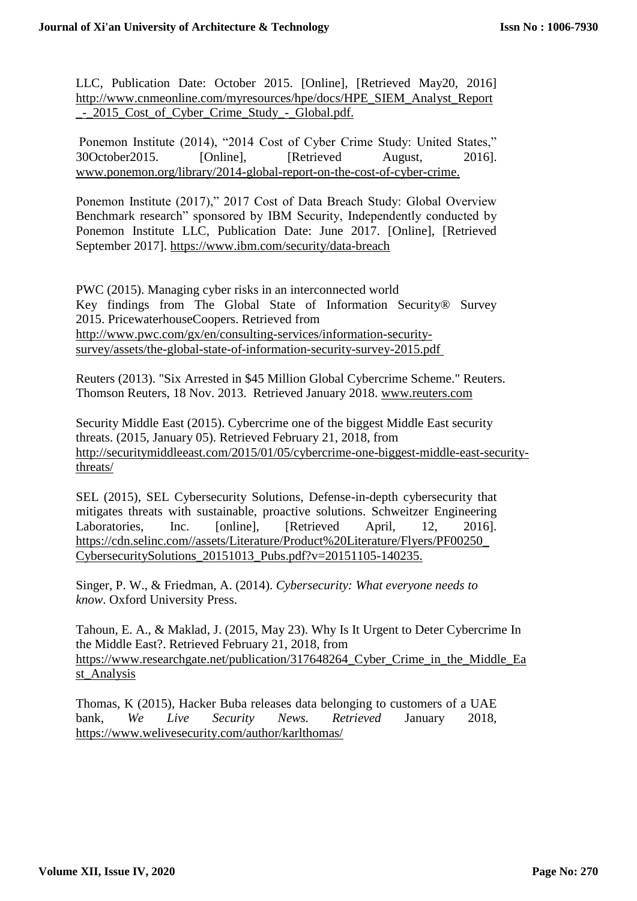LLC, Publication Date: October 2015. [Online], [Retrieved May20, 2016] http://www.cnmeonline.com/myresources/hpe/docs/HPE_SIEM_Analyst_Report_-_2015_Cost_of_Cyber_Crime_Study_-_Global.pdf.

Ponemon Institute (2014), "2014 Cost of Cyber Crime Study: United States," 30October2015. [Online], [Retrieved August, 2016]. www.ponemon.org/library/2014-global-report-on-the-cost-of-cyber-crime.

Ponemon Institute (2017)," 2017 Cost of Data Breach Study: Global Overview Benchmark research" sponsored by IBM Security, Independently conducted by Ponemon Institute LLC, Publication Date: June 2017. [Online], [Retrieved September 2017]. https://www.ibm.com/security/data-breach

PWC (2015). Managing cyber risks in an interconnected world
Key findings from The Global State of Information Security® Survey 2015. PricewaterhouseCoopers. Retrieved from http://www.pwc.com/gx/en/consulting-services/information-security-survey/assets/the-global-state-of-information-security-survey-2015.pdf

Reuters (2013). "Six Arrested in $45 Million Global Cybercrime Scheme." Reuters. Thomson Reuters, 18 Nov. 2013. Retrieved January 2018. www.reuters.com

Security Middle East (2015). Cybercrime one of the biggest Middle East security threats. (2015, January 05). Retrieved February 21, 2018, from http://securitymiddleeast.com/2015/01/05/cybercrime-one-biggest-middle-east-security-threats/

SEL (2015), SEL Cybersecurity Solutions, Defense-in-depth cybersecurity that mitigates threats with sustainable, proactive solutions. Schweitzer Engineering Laboratories, Inc. [online], [Retrieved April, 12, 2016]. https://cdn.selinc.com//assets/Literature/Product%20Literature/Flyers/PF00250_CybersecuritySolutions_20151013_Pubs.pdf?v=20151105-140235.

Singer, P. W., & Friedman, A. (2014). *Cybersecurity: What everyone needs to know*. Oxford University Press.

Tahoun, E. A., & Maklad, J. (2015, May 23). Why Is It Urgent to Deter Cybercrime In the Middle East?. Retrieved February 21, 2018, from https://www.researchgate.net/publication/317648264_Cyber_Crime_in_the_Middle_East_Analysis

Thomas, K (2015), Hacker Buba releases data belonging to customers of a UAE bank, *We Live Security News. Retrieved* January 2018, https://www.welivesecurity.com/author/karlthomas/